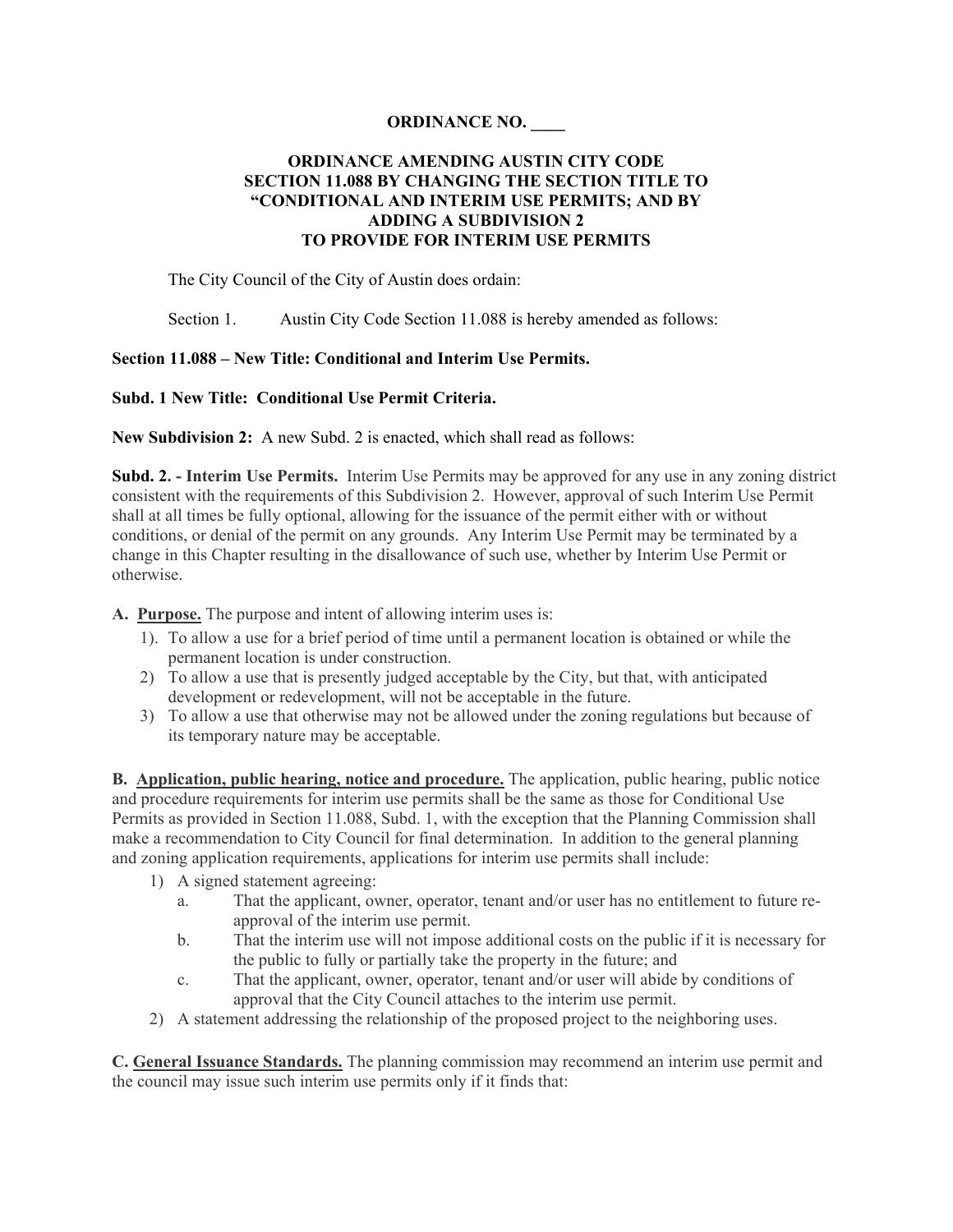**ORDINANCE NO. ____**

**ORDINANCE AMENDING AUSTIN CITY CODE SECTION 11.088 BY CHANGING THE SECTION TITLE TO "CONDITIONAL AND INTERIM USE PERMITS; AND BY ADDING A SUBDIVISION 2 TO PROVIDE FOR INTERIM USE PERMITS**

The City Council of the City of Austin does ordain:

Section 1. Austin City Code Section 11.088 is hereby amended as follows:

**Section 11.088 – New Title: Conditional and Interim Use Permits.**

**Subd. 1 New Title: Conditional Use Permit Criteria.**

**New Subdivision 2:** A new Subd. 2 is enacted, which shall read as follows:

**Subd. 2. - Interim Use Permits.** Interim Use Permits may be approved for any use in any zoning district consistent with the requirements of this Subdivision 2. However, approval of such Interim Use Permit shall at all times be fully optional, allowing for the issuance of the permit either with or without conditions, or denial of the permit on any grounds. Any Interim Use Permit may be terminated by a change in this Chapter resulting in the disallowance of such use, whether by Interim Use Permit or otherwise.

**A. <u>Purpose.</u>** The purpose and intent of allowing interim uses is:

1). To allow a use for a brief period of time until a permanent location is obtained or while the permanent location is under construction.
2) To allow a use that is presently judged acceptable by the City, but that, with anticipated development or redevelopment, will not be acceptable in the future.
3) To allow a use that otherwise may not be allowed under the zoning regulations but because of its temporary nature may be acceptable.

**B. <u>Application, public hearing, notice and procedure.</u>** The application, public hearing, public notice and procedure requirements for interim use permits shall be the same as those for Conditional Use Permits as provided in Section 11.088, Subd. 1, with the exception that the Planning Commission shall make a recommendation to City Council for final determination. In addition to the general planning and zoning application requirements, applications for interim use permits shall include:

1) A signed statement agreeing:
   a. That the applicant, owner, operator, tenant and/or user has no entitlement to future re-approval of the interim use permit.
   b. That the interim use will not impose additional costs on the public if it is necessary for the public to fully or partially take the property in the future; and
   c. That the applicant, owner, operator, tenant and/or user will abide by conditions of approval that the City Council attaches to the interim use permit.
2) A statement addressing the relationship of the proposed project to the neighboring uses.

**C. <u>General Issuance Standards.</u>** The planning commission may recommend an interim use permit and the council may issue such interim use permits only if it finds that: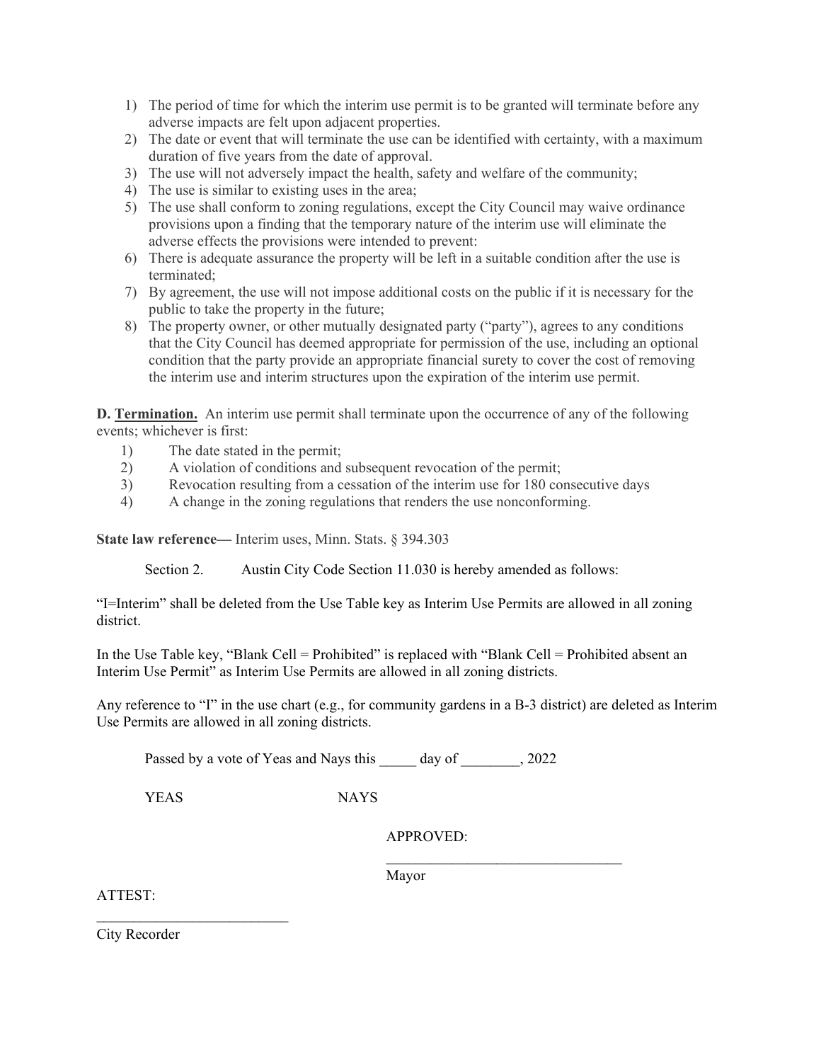1) The period of time for which the interim use permit is to be granted will terminate before any adverse impacts are felt upon adjacent properties.
2) The date or event that will terminate the use can be identified with certainty, with a maximum duration of five years from the date of approval.
3) The use will not adversely impact the health, safety and welfare of the community;
4) The use is similar to existing uses in the area;
5) The use shall conform to zoning regulations, except the City Council may waive ordinance provisions upon a finding that the temporary nature of the interim use will eliminate the adverse effects the provisions were intended to prevent:
6) There is adequate assurance the property will be left in a suitable condition after the use is terminated;
7) By agreement, the use will not impose additional costs on the public if it is necessary for the public to take the property in the future;
8) The property owner, or other mutually designated party ("party"), agrees to any conditions that the City Council has deemed appropriate for permission of the use, including an optional condition that the party provide an appropriate financial surety to cover the cost of removing the interim use and interim structures upon the expiration of the interim use permit.

**D. Termination.** An interim use permit shall terminate upon the occurrence of any of the following events; whichever is first:

1) The date stated in the permit;
2) A violation of conditions and subsequent revocation of the permit;
3) Revocation resulting from a cessation of the interim use for 180 consecutive days
4) A change in the zoning regulations that renders the use nonconforming.

**State law reference—** Interim uses, Minn. Stats. § 394.303

Section 2. Austin City Code Section 11.030 is hereby amended as follows:

"I=Interim" shall be deleted from the Use Table key as Interim Use Permits are allowed in all zoning district.

In the Use Table key, "Blank Cell = Prohibited" is replaced with "Blank Cell = Prohibited absent an Interim Use Permit" as Interim Use Permits are allowed in all zoning districts.

Any reference to "I" in the use chart (e.g., for community gardens in a B-3 district) are deleted as Interim Use Permits are allowed in all zoning districts.

Passed by a vote of Yeas and Nays this _____ day of ________, 2022

YEAS NAYS

APPROVED:

________________________________

Mayor

ATTEST:

__________________________

City Recorder